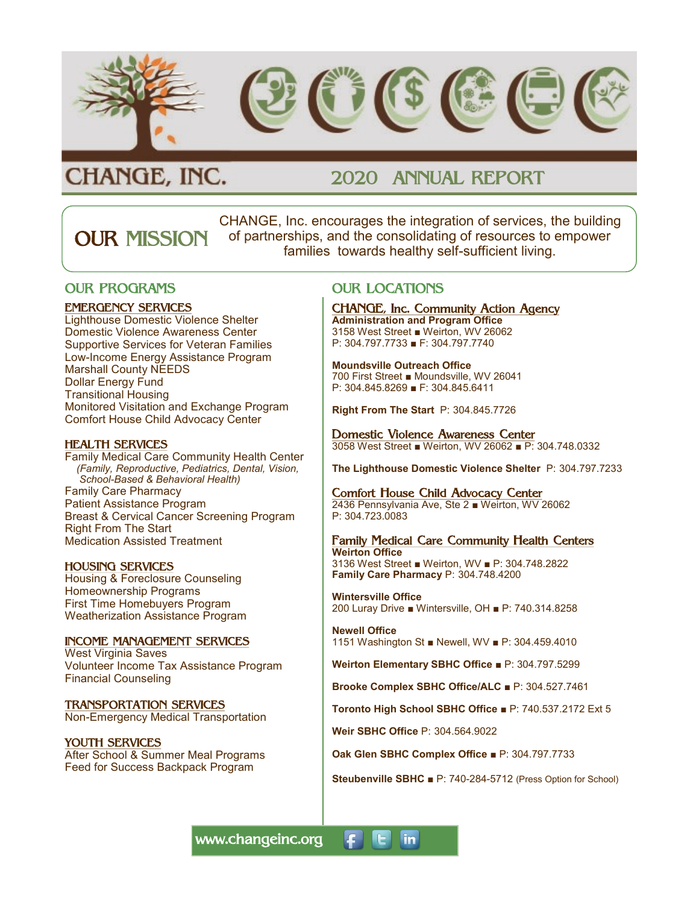# CHANGE, INC.

## 2020 ANNUAL REPORT

## OUR MISSION

CHANGE, Inc. encourages the integration of services, the building of partnerships, and the consolidating of resources to empower families towards healthy self-sufficient living.

## OUR PROGRAMS

### EMERGENCY SERVICES

Lighthouse Domestic Violence Shelter
Domestic Violence Awareness Center
Supportive Services for Veteran Families
Low-Income Energy Assistance Program
Marshall County NEEDS
Dollar Energy Fund
Transitional Housing
Monitored Visitation and Exchange Program
Comfort House Child Advocacy Center

### HEALTH SERVICES

Family Medical Care Community Health Center
*(Family, Reproductive, Pediatrics, Dental, Vision, School-Based & Behavioral Health)*
Family Care Pharmacy
Patient Assistance Program
Breast & Cervical Cancer Screening Program
Right From The Start
Medication Assisted Treatment

### HOUSING SERVICES

Housing & Foreclosure Counseling
Homeownership Programs
First Time Homebuyers Program
Weatherization Assistance Program

### INCOME MANAGEMENT SERVICES

West Virginia Saves
Volunteer Income Tax Assistance Program
Financial Counseling

### TRANSPORTATION SERVICES

Non-Emergency Medical Transportation

### YOUTH SERVICES

After School & Summer Meal Programs
Feed for Success Backpack Program

## OUR LOCATIONS

### CHANGE, Inc. Community Action Agency

**Administration and Program Office**
3158 West Street ■ Weirton, WV 26062
P: 304.797.7733 ■ F: 304.797.7740

**Moundsville Outreach Office**
700 First Street ■ Moundsville, WV 26041
P: 304.845.8269 ■ F: 304.845.6411

**Right From The Start** P: 304.845.7726

### Domestic Violence Awareness Center

3058 West Street ■ Weirton, WV 26062 ■ P: 304.748.0332

**The Lighthouse Domestic Violence Shelter** P: 304.797.7233

### Comfort House Child Advocacy Center

2436 Pennsylvania Ave, Ste 2 ■ Weirton, WV 26062
P: 304.723.0083

### Family Medical Care Community Health Centers

**Weirton Office**
3136 West Street ■ Weirton, WV ■ P: 304.748.2822
**Family Care Pharmacy** P: 304.748.4200

**Wintersville Office**
200 Luray Drive ■ Wintersville, OH ■ P: 740.314.8258

**Newell Office**
1151 Washington St ■ Newell, WV ■ P: 304.459.4010

**Weirton Elementary SBHC Office** ■ P: 304.797.5299

**Brooke Complex SBHC Office/ALC** ■ P: 304.527.7461

**Toronto High School SBHC Office** ■ P: 740.537.2172 Ext 5

**Weir SBHC Office** P: 304.564.9022

**Oak Glen SBHC Complex Office** ■ P: 304.797.7733

**Steubenville SBHC** ■ P: 740-284-5712 (Press Option for School)

www.changeinc.org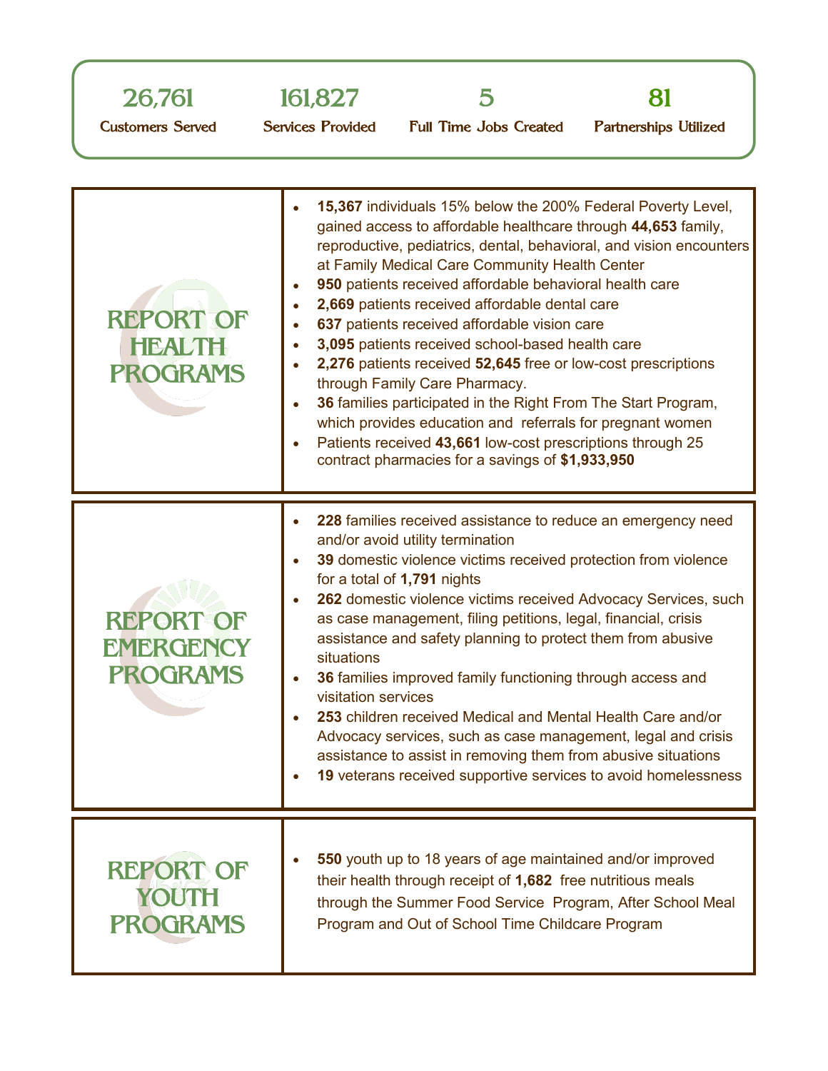| 26,761 | 161,827 | 5 | 81 |
| --- | --- | --- | --- |
| Customers Served | Services Provided | Full Time Jobs Created | Partnerships Utilized |

## REPORT OF HEALTH PROGRAMS

- **15,367** individuals 15% below the 200% Federal Poverty Level, gained access to affordable healthcare through **44,653** family, reproductive, pediatrics, dental, behavioral, and vision encounters at Family Medical Care Community Health Center
- **950** patients received affordable behavioral health care
- **2,669** patients received affordable dental care
- **637** patients received affordable vision care
- **3,095** patients received school-based health care
- **2,276** patients received **52,645** free or low-cost prescriptions through Family Care Pharmacy.
- **36** families participated in the Right From The Start Program, which provides education and referrals for pregnant women
- Patients received **43,661** low-cost prescriptions through 25 contract pharmacies for a savings of **$1,933,950**

## REPORT OF EMERGENCY PROGRAMS

- **228** families received assistance to reduce an emergency need and/or avoid utility termination
- **39** domestic violence victims received protection from violence for a total of **1,791** nights
- **262** domestic violence victims received Advocacy Services, such as case management, filing petitions, legal, financial, crisis assistance and safety planning to protect them from abusive situations
- **36** families improved family functioning through access and visitation services
- **253** children received Medical and Mental Health Care and/or Advocacy services, such as case management, legal and crisis assistance to assist in removing them from abusive situations
- **19** veterans received supportive services to avoid homelessness

## REPORT OF YOUTH PROGRAMS

- **550** youth up to 18 years of age maintained and/or improved their health through receipt of **1,682** free nutritious meals through the Summer Food Service Program, After School Meal Program and Out of School Time Childcare Program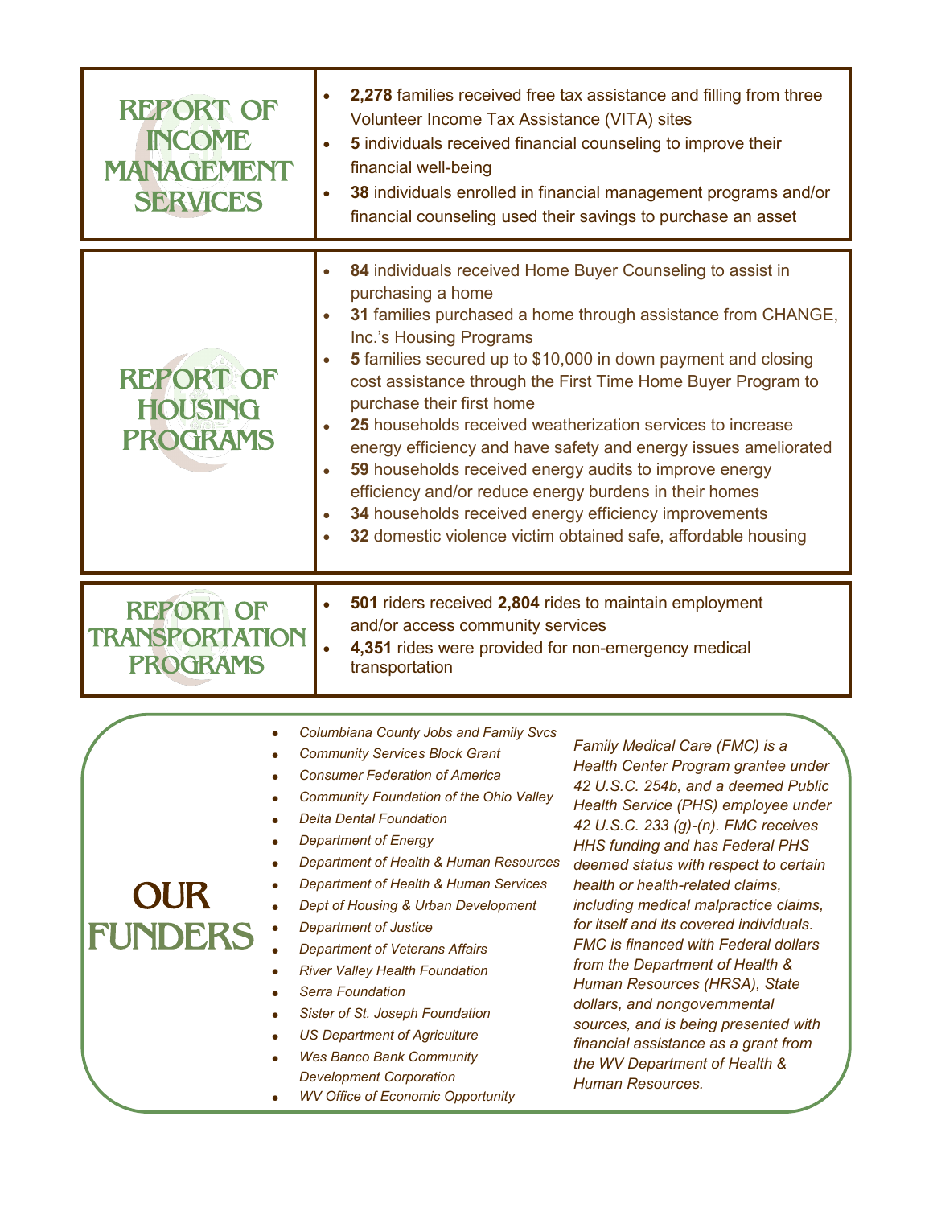## REPORT OF INCOME MANAGEMENT SERVICES

- **2,278** families received free tax assistance and filling from three Volunteer Income Tax Assistance (VITA) sites
- **5** individuals received financial counseling to improve their financial well-being
- **38** individuals enrolled in financial management programs and/or financial counseling used their savings to purchase an asset

## REPORT OF HOUSING PROGRAMS

- **84** individuals received Home Buyer Counseling to assist in purchasing a home
- **31** families purchased a home through assistance from CHANGE, Inc.'s Housing Programs
- **5** families secured up to $10,000 in down payment and closing cost assistance through the First Time Home Buyer Program to purchase their first home
- **25** households received weatherization services to increase energy efficiency and have safety and energy issues ameliorated
- **59** households received energy audits to improve energy efficiency and/or reduce energy burdens in their homes
- **34** households received energy efficiency improvements
- **32** domestic violence victim obtained safe, affordable housing

## REPORT OF TRANSPORTATION PROGRAMS

- **501** riders received **2,804** rides to maintain employment and/or access community services
- **4,351** rides were provided for non-emergency medical transportation

## OUR FUNDERS

- *Columbiana County Jobs and Family Svcs*
- *Community Services Block Grant*
- *Consumer Federation of America*
- *Community Foundation of the Ohio Valley*
- *Delta Dental Foundation*
- *Department of Energy*
- *Department of Health & Human Resources*
- *Department of Health & Human Services*
- *Dept of Housing & Urban Development*
- *Department of Justice*
- *Department of Veterans Affairs*
- *River Valley Health Foundation*
- *Serra Foundation*
- *Sister of St. Joseph Foundation*
- *US Department of Agriculture*
- *Wes Banco Bank Community Development Corporation*
- *WV Office of Economic Opportunity*

*Family Medical Care (FMC) is a Health Center Program grantee under 42 U.S.C. 254b, and a deemed Public Health Service (PHS) employee under 42 U.S.C. 233 (g)-(n). FMC receives HHS funding and has Federal PHS deemed status with respect to certain health or health-related claims, including medical malpractice claims, for itself and its covered individuals. FMC is financed with Federal dollars from the Department of Health & Human Resources (HRSA), State dollars, and nongovernmental sources, and is being presented with financial assistance as a grant from the WV Department of Health & Human Resources.*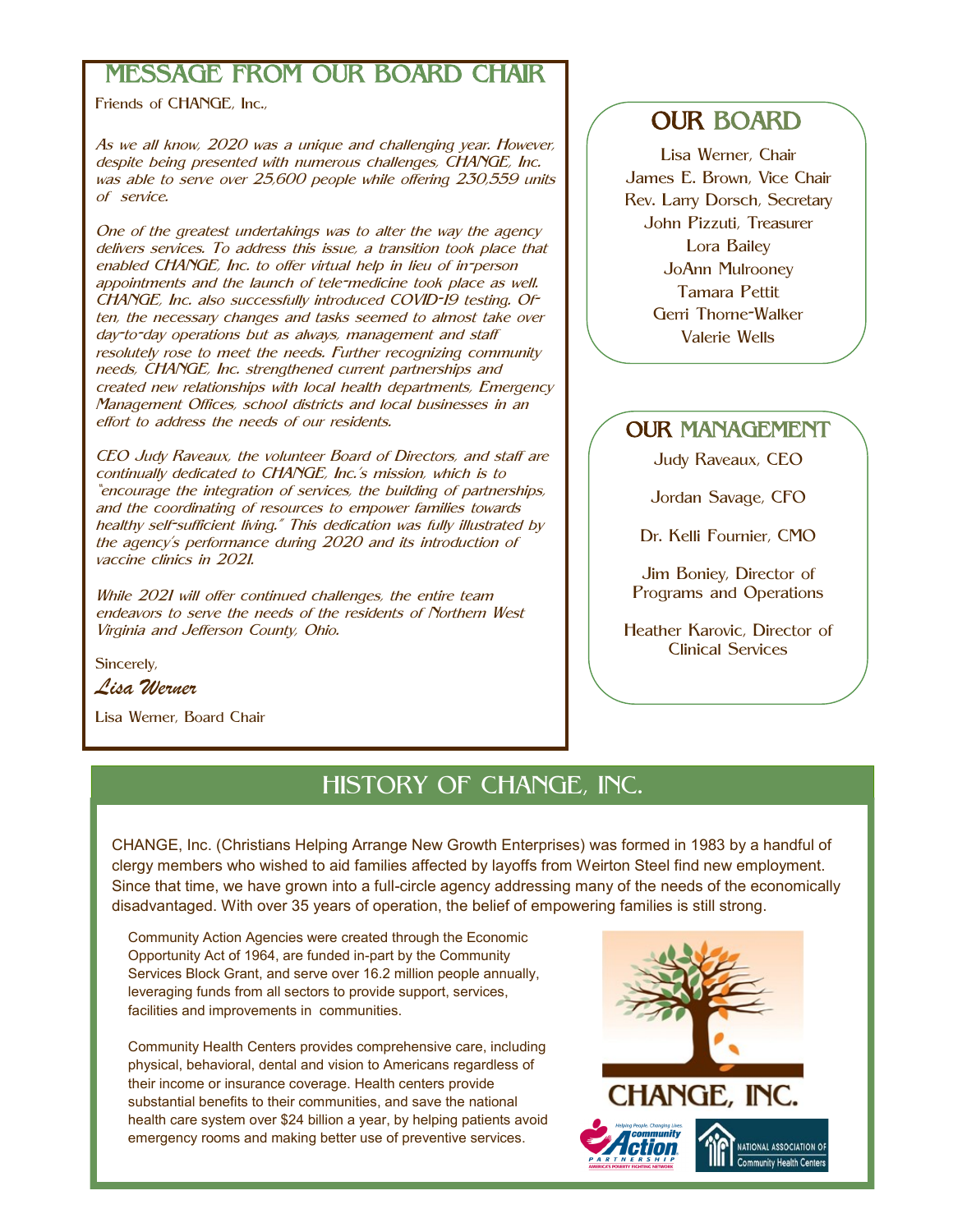## MESSAGE FROM OUR BOARD CHAIR

Friends of CHANGE, Inc.,

*As we all know, 2020 was a unique and challenging year. However, despite being presented with numerous challenges, CHANGE, Inc. was able to serve over 25,600 people while offering 230,559 units of service.*

*One of the greatest undertakings was to alter the way the agency delivers services. To address this issue, a transition took place that enabled CHANGE, Inc. to offer virtual help in lieu of in-person appointments and the launch of tele-medicine took place as well. CHANGE, Inc. also successfully introduced COVID-19 testing. Often, the necessary changes and tasks seemed to almost take over day-to-day operations but as always, management and staff resolutely rose to meet the needs. Further recognizing community needs, CHANGE, Inc. strengthened current partnerships and created new relationships with local health departments, Emergency Management Offices, school districts and local businesses in an effort to address the needs of our residents.*

*CEO Judy Raveaux, the volunteer Board of Directors, and staff are continually dedicated to CHANGE, Inc.'s mission, which is to "encourage the integration of services, the building of partnerships, and the coordinating of resources to empower families towards healthy self-sufficient living." This dedication was fully illustrated by the agency's performance during 2020 and its introduction of vaccine clinics in 2021.*

*While 2021 will offer continued challenges, the entire team endeavors to serve the needs of the residents of Northern West Virginia and Jefferson County, Ohio.*

Sincerely,

*Lisa Werner*

Lisa Werner, Board Chair

## OUR BOARD

Lisa Werner, Chair
James E. Brown, Vice Chair
Rev. Larry Dorsch, Secretary
John Pizzuti, Treasurer
Lora Bailey
JoAnn Mulrooney
Tamara Pettit
Gerri Thorne-Walker
Valerie Wells

## OUR MANAGEMENT

Judy Raveaux, CEO

Jordan Savage, CFO

Dr. Kelli Fournier, CMO

Jim Boniey, Director of Programs and Operations

Heather Karovic, Director of Clinical Services

## HISTORY OF CHANGE, INC.

CHANGE, Inc. (Christians Helping Arrange New Growth Enterprises) was formed in 1983 by a handful of clergy members who wished to aid families affected by layoffs from Weirton Steel find new employment. Since that time, we have grown into a full-circle agency addressing many of the needs of the economically disadvantaged. With over 35 years of operation, the belief of empowering families is still strong.

Community Action Agencies were created through the Economic Opportunity Act of 1964, are funded in-part by the Community Services Block Grant, and serve over 16.2 million people annually, leveraging funds from all sectors to provide support, services, facilities and improvements in communities.

Community Health Centers provides comprehensive care, including physical, behavioral, dental and vision to Americans regardless of their income or insurance coverage. Health centers provide substantial benefits to their communities, and save the national health care system over $24 billion a year, by helping patients avoid emergency rooms and making better use of preventive services.

CHANGE, INC.